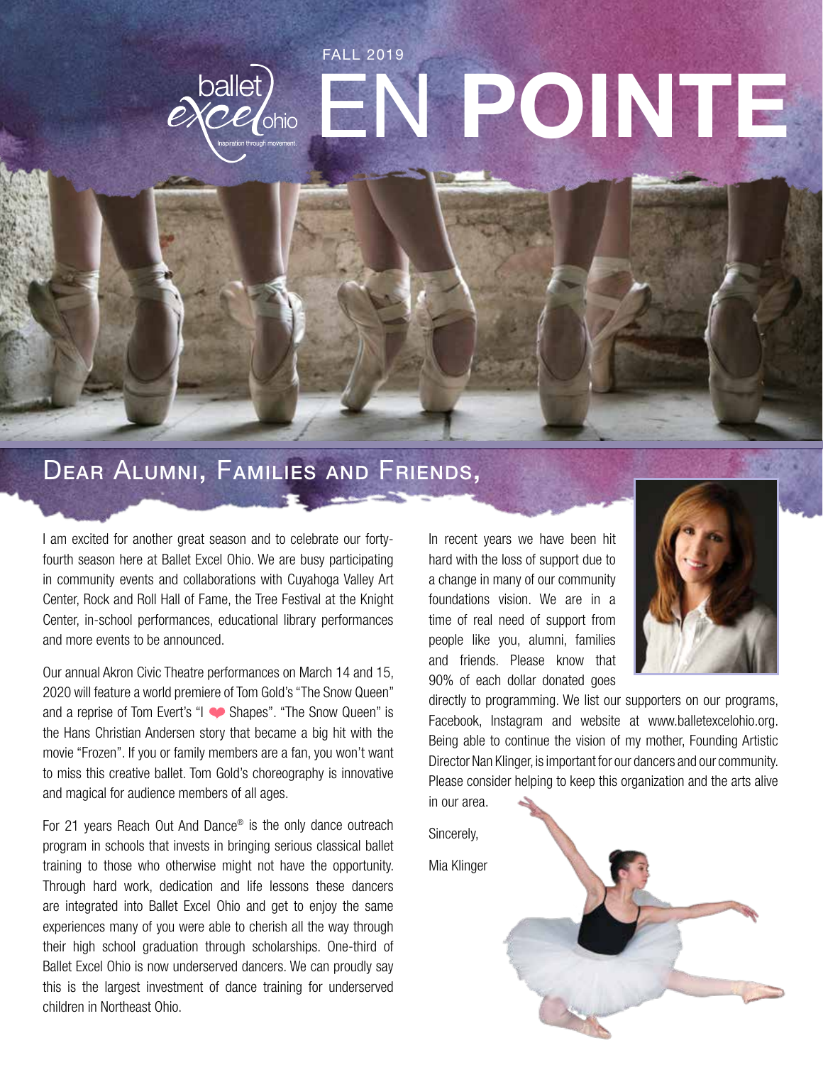ballet excel ohio

Inspiration through movement.

FALL 2019

# EN POINTE

## Dear Alumni, Families and Friends,

I am excited for another great season and to celebrate our forty-fourth season here at Ballet Excel Ohio. We are busy participating in community events and collaborations with Cuyahoga Valley Art Center, Rock and Roll Hall of Fame, the Tree Festival at the Knight Center, in-school performances, educational library performances and more events to be announced.

Our annual Akron Civic Theatre performances on March 14 and 15, 2020 will feature a world premiere of Tom Gold's "The Snow Queen" and a reprise of Tom Evert's "I ❤ Shapes". "The Snow Queen" is the Hans Christian Andersen story that became a big hit with the movie "Frozen". If you or family members are a fan, you won't want to miss this creative ballet. Tom Gold's choreography is innovative and magical for audience members of all ages.

For 21 years Reach Out And Dance® is the only dance outreach program in schools that invests in bringing serious classical ballet training to those who otherwise might not have the opportunity. Through hard work, dedication and life lessons these dancers are integrated into Ballet Excel Ohio and get to enjoy the same experiences many of you were able to cherish all the way through their high school graduation through scholarships. One-third of Ballet Excel Ohio is now underserved dancers. We can proudly say this is the largest investment of dance training for underserved children in Northeast Ohio.

In recent years we have been hit hard with the loss of support due to a change in many of our community foundations vision. We are in a time of real need of support from people like you, alumni, families and friends. Please know that 90% of each dollar donated goes directly to programming. We list our supporters on our programs, Facebook, Instagram and website at www.balletexcelohio.org. Being able to continue the vision of my mother, Founding Artistic Director Nan Klinger, is important for our dancers and our community. Please consider helping to keep this organization and the arts alive in our area.

Sincerely,

Mia Klinger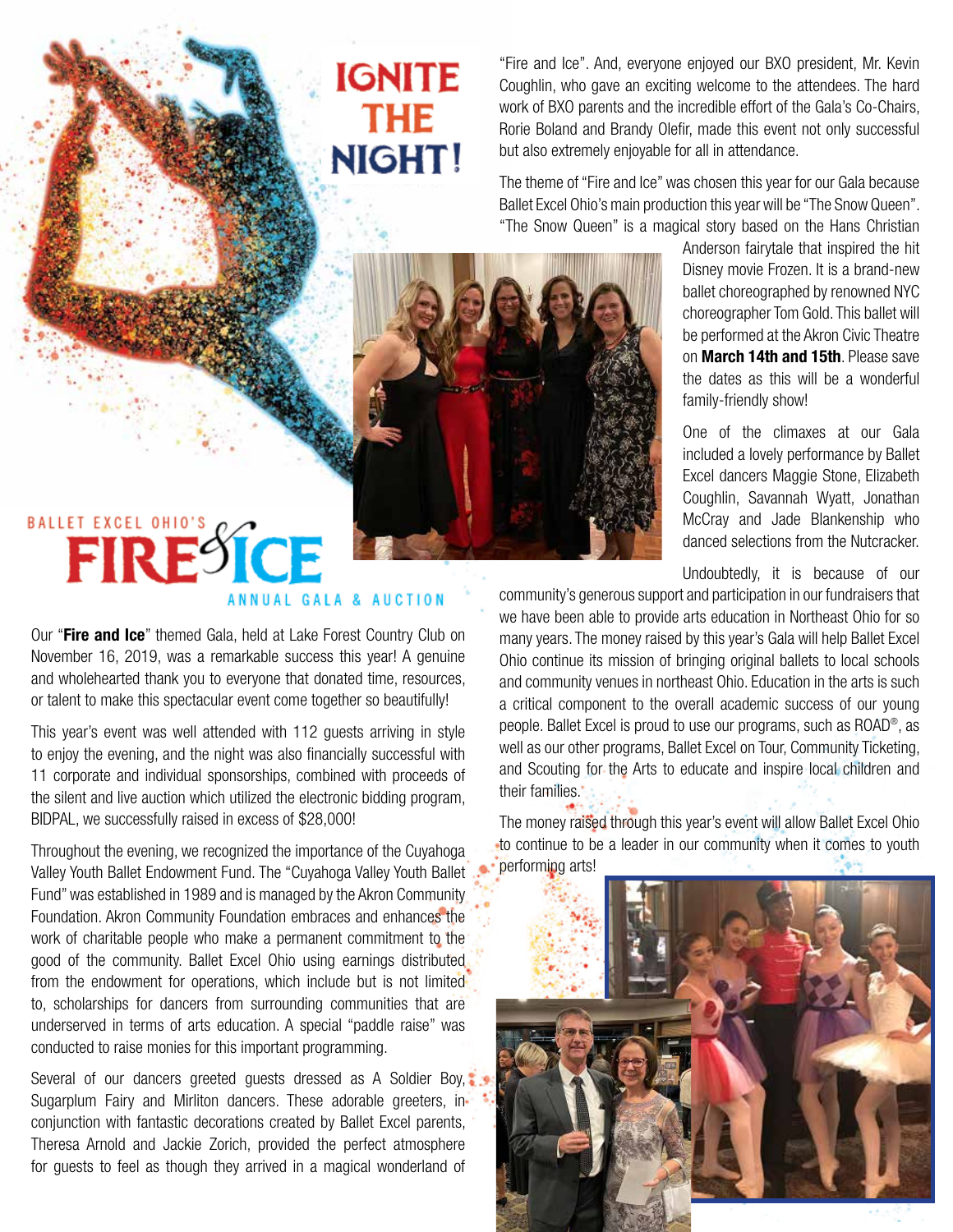# IGNITE THE NIGHT!

## BALLET EXCEL OHIO'S FIRE & ICE

### ANNUAL GALA & AUCTION

Our "**Fire and Ice**" themed Gala, held at Lake Forest Country Club on November 16, 2019, was a remarkable success this year! A genuine and wholehearted thank you to everyone that donated time, resources, or talent to make this spectacular event come together so beautifully!

This year's event was well attended with 112 guests arriving in style to enjoy the evening, and the night was also financially successful with 11 corporate and individual sponsorships, combined with proceeds of the silent and live auction which utilized the electronic bidding program, BIDPAL, we successfully raised in excess of $28,000!

Throughout the evening, we recognized the importance of the Cuyahoga Valley Youth Ballet Endowment Fund. The "Cuyahoga Valley Youth Ballet Fund" was established in 1989 and is managed by the Akron Community Foundation. Akron Community Foundation embraces and enhances the work of charitable people who make a permanent commitment to the good of the community. Ballet Excel Ohio using earnings distributed from the endowment for operations, which include but is not limited to, scholarships for dancers from surrounding communities that are underserved in terms of arts education. A special "paddle raise" was conducted to raise monies for this important programming.

Several of our dancers greeted guests dressed as A Soldier Boy, Sugarplum Fairy and Mirliton dancers. These adorable greeters, in conjunction with fantastic decorations created by Ballet Excel parents, Theresa Arnold and Jackie Zorich, provided the perfect atmosphere for guests to feel as though they arrived in a magical wonderland of "Fire and Ice". And, everyone enjoyed our BXO president, Mr. Kevin Coughlin, who gave an exciting welcome to the attendees. The hard work of BXO parents and the incredible effort of the Gala's Co-Chairs, Rorie Boland and Brandy Olefir, made this event not only successful but also extremely enjoyable for all in attendance.

The theme of "Fire and Ice" was chosen this year for our Gala because Ballet Excel Ohio's main production this year will be "The Snow Queen". "The Snow Queen" is a magical story based on the Hans Christian Anderson fairytale that inspired the hit Disney movie Frozen. It is a brand-new ballet choreographed by renowned NYC choreographer Tom Gold. This ballet will be performed at the Akron Civic Theatre on **March 14th and 15th**. Please save the dates as this will be a wonderful family-friendly show!

One of the climaxes at our Gala included a lovely performance by Ballet Excel dancers Maggie Stone, Elizabeth Coughlin, Savannah Wyatt, Jonathan McCray and Jade Blankenship who danced selections from the Nutcracker.

Undoubtedly, it is because of our community's generous support and participation in our fundraisers that we have been able to provide arts education in Northeast Ohio for so many years. The money raised by this year's Gala will help Ballet Excel Ohio continue its mission of bringing original ballets to local schools and community venues in northeast Ohio. Education in the arts is such a critical component to the overall academic success of our young people. Ballet Excel is proud to use our programs, such as ROAD®, as well as our other programs, Ballet Excel on Tour, Community Ticketing, and Scouting for the Arts to educate and inspire local children and their families.

The money raised through this year's event will allow Ballet Excel Ohio to continue to be a leader in our community when it comes to youth performing arts!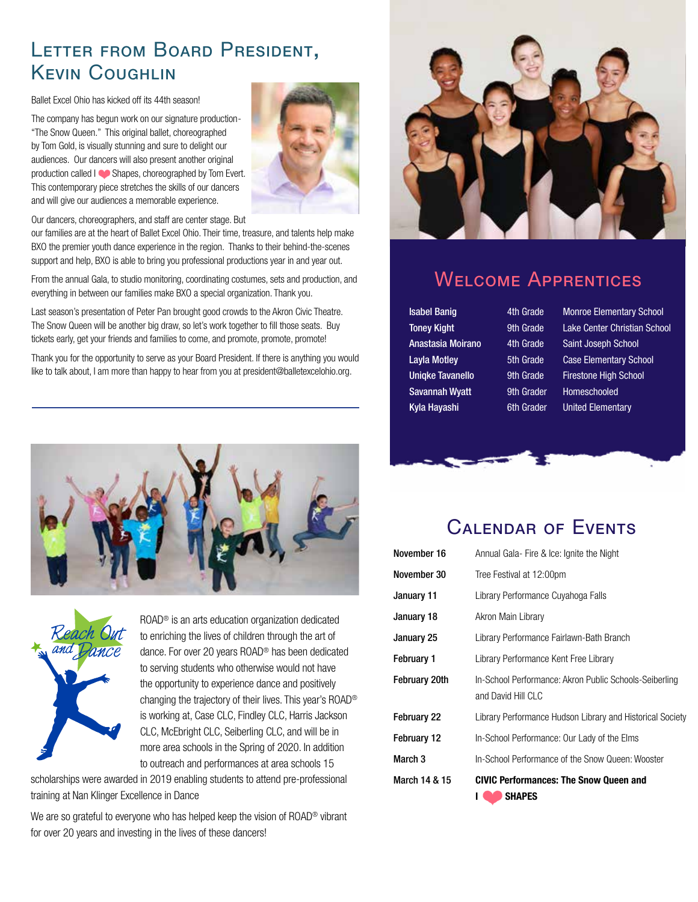# Letter from Board President, Kevin Coughlin

Ballet Excel Ohio has kicked off its 44th season!

The company has begun work on our signature production- "The Snow Queen." This original ballet, choreographed by Tom Gold, is visually stunning and sure to delight our audiences. Our dancers will also present another original production called I ❤ Shapes, choreographed by Tom Evert. This contemporary piece stretches the skills of our dancers and will give our audiences a memorable experience.

Our dancers, choreographers, and staff are center stage. But our families are at the heart of Ballet Excel Ohio. Their time, treasure, and talents help make BXO the premier youth dance experience in the region. Thanks to their behind-the-scenes support and help, BXO is able to bring you professional productions year in and year out.

From the annual Gala, to studio monitoring, coordinating costumes, sets and production, and everything in between our families make BXO a special organization. Thank you.

Last season's presentation of Peter Pan brought good crowds to the Akron Civic Theatre. The Snow Queen will be another big draw, so let's work together to fill those seats. Buy tickets early, get your friends and families to come, and promote, promote, promote!

Thank you for the opportunity to serve as your Board President. If there is anything you would like to talk about, I am more than happy to hear from you at president@balletexcelohio.org.

---

Reach Out and Dance

ROAD® is an arts education organization dedicated to enriching the lives of children through the art of dance. For over 20 years ROAD® has been dedicated to serving students who otherwise would not have the opportunity to experience dance and positively changing the trajectory of their lives. This year's ROAD® is working at, Case CLC, Findley CLC, Harris Jackson CLC, McEbright CLC, Seiberling CLC, and will be in more area schools in the Spring of 2020. In addition to outreach and performances at area schools 15 scholarships were awarded in 2019 enabling students to attend pre-professional training at Nan Klinger Excellence in Dance

We are so grateful to everyone who has helped keep the vision of ROAD® vibrant for over 20 years and investing in the lives of these dancers!

# Welcome Apprentices

| | | |
|---|---|---|
| **Isabel Banig** | 4th Grade | Monroe Elementary School |
| **Toney Kight** | 9th Grade | Lake Center Christian School |
| **Anastasia Moirano** | 4th Grade | Saint Joseph School |
| **Layla Motley** | 5th Grade | Case Elementary School |
| **Uniqke Tavanello** | 9th Grade | Firestone High School |
| **Savannah Wyatt** | 9th Grader | Homeschooled |
| **Kyla Hayashi** | 6th Grader | United Elementary |

# Calendar of Events

| | |
|---|---|
| **November 16** | Annual Gala- Fire & Ice: Ignite the Night |
| **November 30** | Tree Festival at 12:00pm |
| **January 11** | Library Performance Cuyahoga Falls |
| **January 18** | Akron Main Library |
| **January 25** | Library Performance Fairlawn-Bath Branch |
| **February 1** | Library Performance Kent Free Library |
| **February 20th** | In-School Performance: Akron Public Schools-Seiberling and David Hill CLC |
| **February 22** | Library Performance Hudson Library and Historical Society |
| **February 12** | In-School Performance: Our Lady of the Elms |
| **March 3** | In-School Performance of the Snow Queen: Wooster |
| **March 14 & 15** | **CIVIC Performances: The Snow Queen and I ❤ SHAPES** |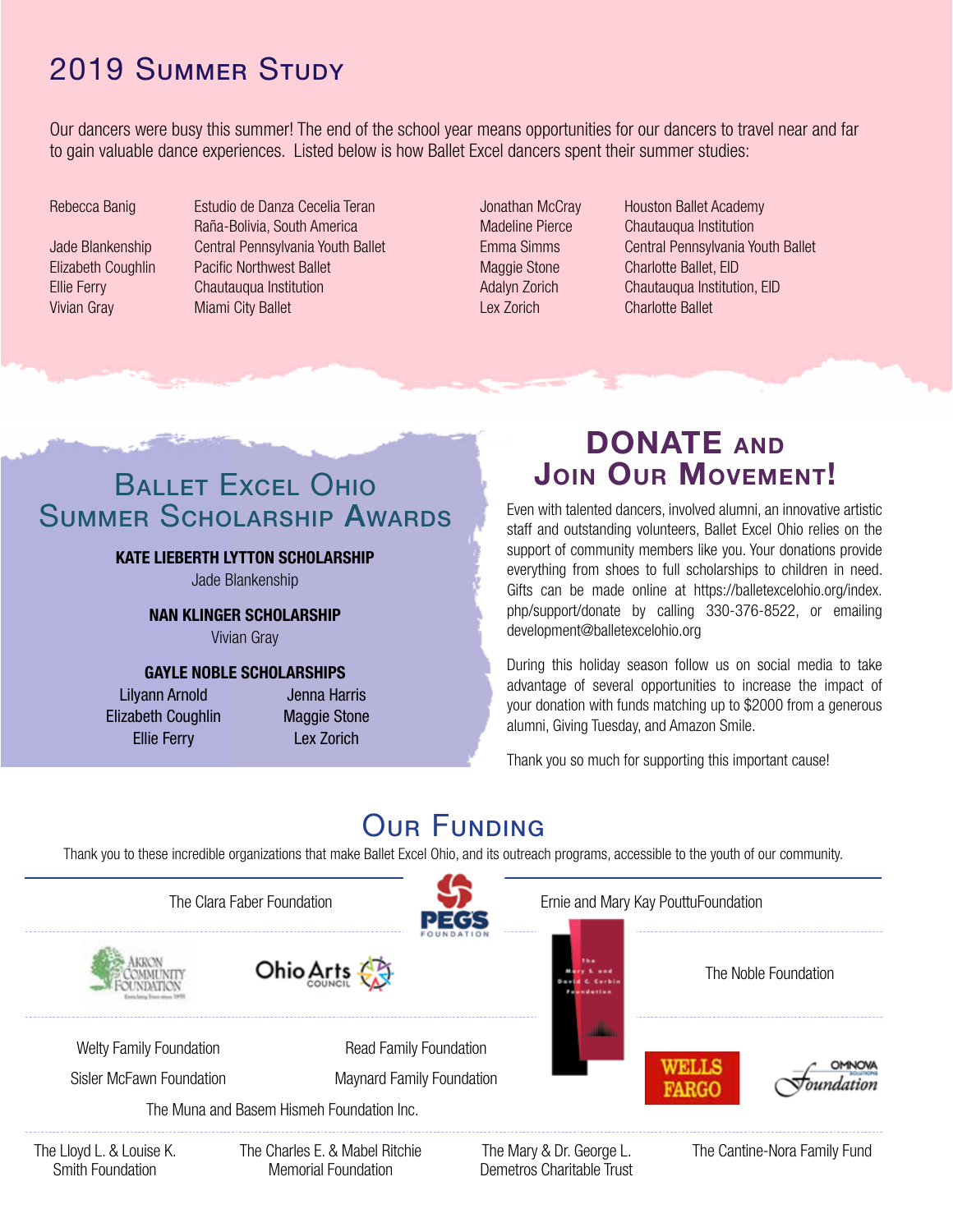# 2019 Summer Study

Our dancers were busy this summer! The end of the school year means opportunities for our dancers to travel near and far to gain valuable dance experiences. Listed below is how Ballet Excel dancers spent their summer studies:

| Dancer | Summer Study |
|---|---|
| Rebecca Banig | Estudio de Danza Cecelia Teran Raña-Bolivia, South America |
| Jade Blankenship | Central Pennsylvania Youth Ballet |
| Elizabeth Coughlin | Pacific Northwest Ballet |
| Ellie Ferry | Chautauqua Institution |
| Vivian Gray | Miami City Ballet |
| Jonathan McCray | Houston Ballet Academy |
| Madeline Pierce | Chautauqua Institution |
| Emma Simms | Central Pennsylvania Youth Ballet |
| Maggie Stone | Charlotte Ballet, EID |
| Adalyn Zorich | Chautauqua Institution, EID |
| Lex Zorich | Charlotte Ballet |

## Ballet Excel Ohio Summer Scholarship Awards

**KATE LIEBERTH LYTTON SCHOLARSHIP**
Jade Blankenship

**NAN KLINGER SCHOLARSHIP**
Vivian Gray

**GAYLE NOBLE SCHOLARSHIPS**
Lilyann Arnold
Elizabeth Coughlin
Ellie Ferry
Jenna Harris
Maggie Stone
Lex Zorich

## DONATE and Join Our Movement!

Even with talented dancers, involved alumni, an innovative artistic staff and outstanding volunteers, Ballet Excel Ohio relies on the support of community members like you. Your donations provide everything from shoes to full scholarships to children in need. Gifts can be made online at https://balletexcelohio.org/index.php/support/donate by calling 330-376-8522, or emailing development@balletexcelohio.org

During this holiday season follow us on social media to take advantage of several opportunities to increase the impact of your donation with funds matching up to $2000 from a generous alumni, Giving Tuesday, and Amazon Smile.

Thank you so much for supporting this important cause!

## Our Funding

Thank you to these incredible organizations that make Ballet Excel Ohio, and its outreach programs, accessible to the youth of our community.

- The Clara Faber Foundation
- PEGS Foundation
- Ernie and Mary Kay PouttuFoundation
- Akron Community Foundation
- Ohio Arts Council
- The Mary S. and David C. Corbin Foundation
- The Noble Foundation
- Welty Family Foundation
- Read Family Foundation
- Sisler McFawn Foundation
- Maynard Family Foundation
- Wells Fargo
- OMNOVA Solutions Foundation
- The Muna and Basem Hismeh Foundation Inc.
- The Lloyd L. & Louise K. Smith Foundation
- The Charles E. & Mabel Ritchie Memorial Foundation
- The Mary & Dr. George L. Demetros Charitable Trust
- The Cantine-Nora Family Fund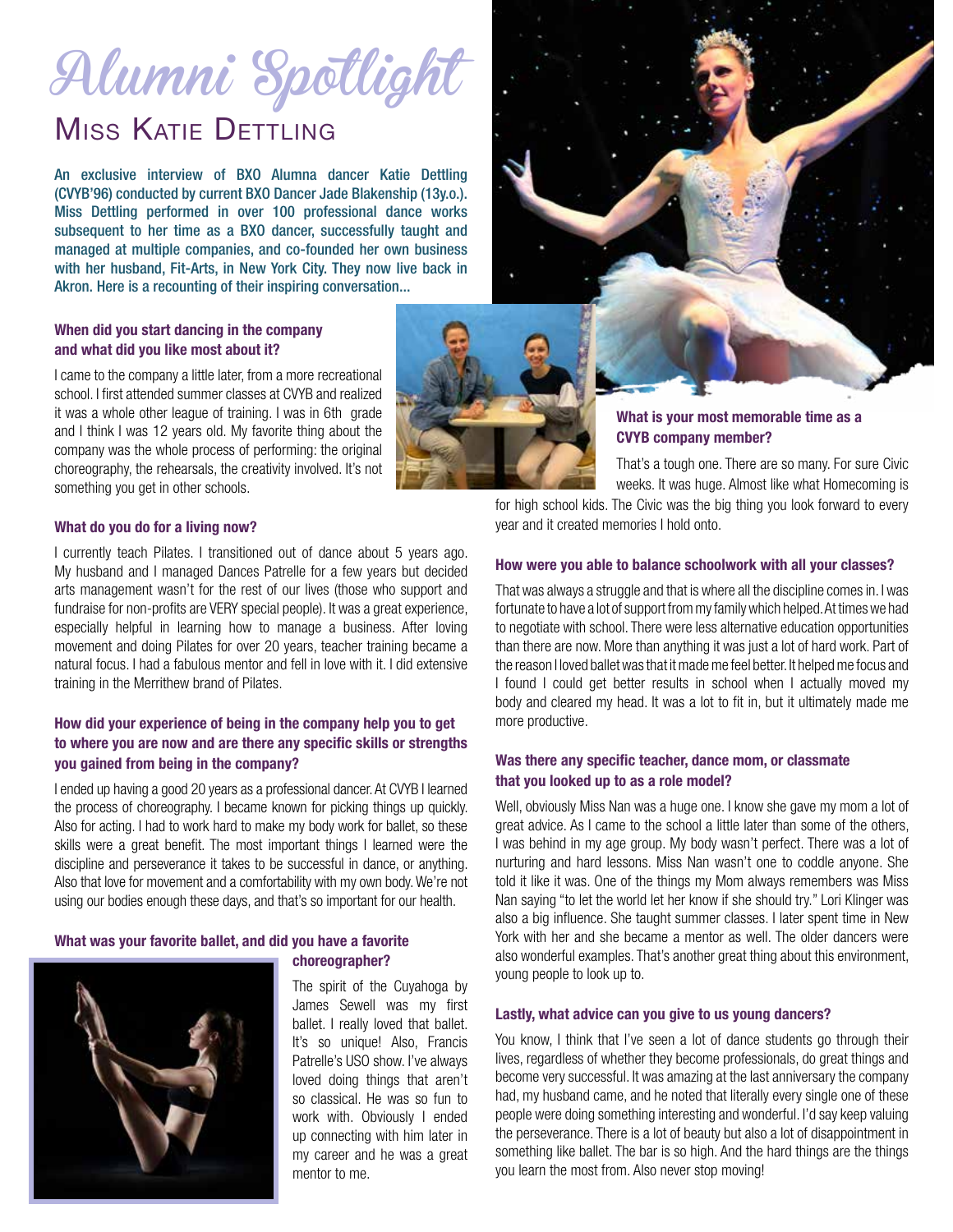# Alumni Spotlight

## Miss Katie Dettling

An exclusive interview of BXO Alumna dancer Katie Dettling (CVYB'96) conducted by current BXO Dancer Jade Blakenship (13y.o.). Miss Dettling performed in over 100 professional dance works subsequent to her time as a BXO dancer, successfully taught and managed at multiple companies, and co-founded her own business with her husband, Fit-Arts, in New York City. They now live back in Akron. Here is a recounting of their inspiring conversation...

**When did you start dancing in the company and what did you like most about it?**

I came to the company a little later, from a more recreational school. I first attended summer classes at CVYB and realized it was a whole other league of training. I was in 6th grade and I think I was 12 years old. My favorite thing about the company was the whole process of performing: the original choreography, the rehearsals, the creativity involved. It's not something you get in other schools.

**What do you do for a living now?**

I currently teach Pilates. I transitioned out of dance about 5 years ago. My husband and I managed Dances Patrelle for a few years but decided arts management wasn't for the rest of our lives (those who support and fundraise for non-profits are VERY special people). It was a great experience, especially helpful in learning how to manage a business. After loving movement and doing Pilates for over 20 years, teacher training became a natural focus. I had a fabulous mentor and fell in love with it. I did extensive training in the Merrithew brand of Pilates.

**How did your experience of being in the company help you to get to where you are now and are there any specific skills or strengths you gained from being in the company?**

I ended up having a good 20 years as a professional dancer. At CVYB I learned the process of choreography. I became known for picking things up quickly. Also for acting. I had to work hard to make my body work for ballet, so these skills were a great benefit. The most important things I learned were the discipline and perseverance it takes to be successful in dance, or anything. Also that love for movement and a comfortability with my own body. We're not using our bodies enough these days, and that's so important for our health.

**What was your favorite ballet, and did you have a favorite choreographer?**

The spirit of the Cuyahoga by James Sewell was my first ballet. I really loved that ballet. It's so unique! Also, Francis Patrelle's USO show. I've always loved doing things that aren't so classical. He was so fun to work with. Obviously I ended up connecting with him later in my career and he was a great mentor to me.

**What is your most memorable time as a CVYB company member?**

That's a tough one. There are so many. For sure Civic weeks. It was huge. Almost like what Homecoming is for high school kids. The Civic was the big thing you look forward to every year and it created memories I hold onto.

**How were you able to balance schoolwork with all your classes?**

That was always a struggle and that is where all the discipline comes in. I was fortunate to have a lot of support from my family which helped. At times we had to negotiate with school. There were less alternative education opportunities than there are now. More than anything it was just a lot of hard work. Part of the reason I loved ballet was that it made me feel better. It helped me focus and I found I could get better results in school when I actually moved my body and cleared my head. It was a lot to fit in, but it ultimately made me more productive.

**Was there any specific teacher, dance mom, or classmate that you looked up to as a role model?**

Well, obviously Miss Nan was a huge one. I know she gave my mom a lot of great advice. As I came to the school a little later than some of the others, I was behind in my age group. My body wasn't perfect. There was a lot of nurturing and hard lessons. Miss Nan wasn't one to coddle anyone. She told it like it was. One of the things my Mom always remembers was Miss Nan saying "to let the world let her know if she should try." Lori Klinger was also a big influence. She taught summer classes. I later spent time in New York with her and she became a mentor as well. The older dancers were also wonderful examples. That's another great thing about this environment, young people to look up to.

**Lastly, what advice can you give to us young dancers?**

You know, I think that I've seen a lot of dance students go through their lives, regardless of whether they become professionals, do great things and become very successful. It was amazing at the last anniversary the company had, my husband came, and he noted that literally every single one of these people were doing something interesting and wonderful. I'd say keep valuing the perseverance. There is a lot of beauty but also a lot of disappointment in something like ballet. The bar is so high. And the hard things are the things you learn the most from. Also never stop moving!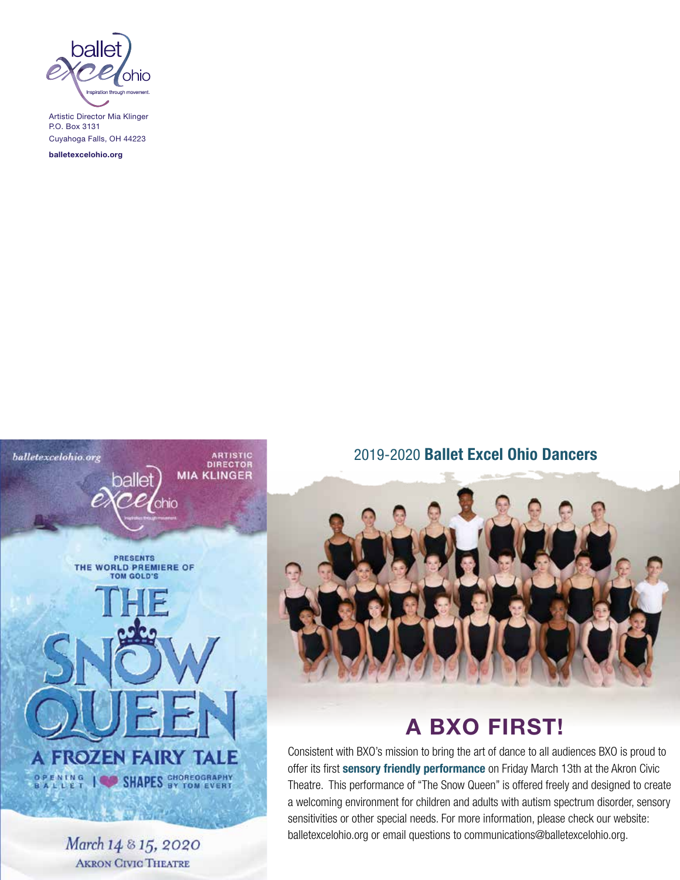ballet excel ohio

Inspiration through movement.

Artistic Director Mia Klinger
P.O. Box 3131
Cuyahoga Falls, OH 44223

**balletexcelohio.org**

balletexcelohio.org

ARTISTIC DIRECTOR MIA KLINGER

ballet excel ohio

PRESENTS THE WORLD PREMIERE OF TOM GOLD'S

THE SNOW QUEEN

A FROZEN FAIRY TALE

OPENING BALLET I ♥ SHAPES CHOREOGRAPHY BY TOM EVERT

March 14 & 15, 2020
AKRON CIVIC THEATRE

2019-2020 **Ballet Excel Ohio Dancers**

## A BXO FIRST!

Consistent with BXO's mission to bring the art of dance to all audiences BXO is proud to offer its first **sensory friendly performance** on Friday March 13th at the Akron Civic Theatre. This performance of "The Snow Queen" is offered freely and designed to create a welcoming environment for children and adults with autism spectrum disorder, sensory sensitivities or other special needs. For more information, please check our website: balletexcelohio.org or email questions to communications@balletexcelohio.org.